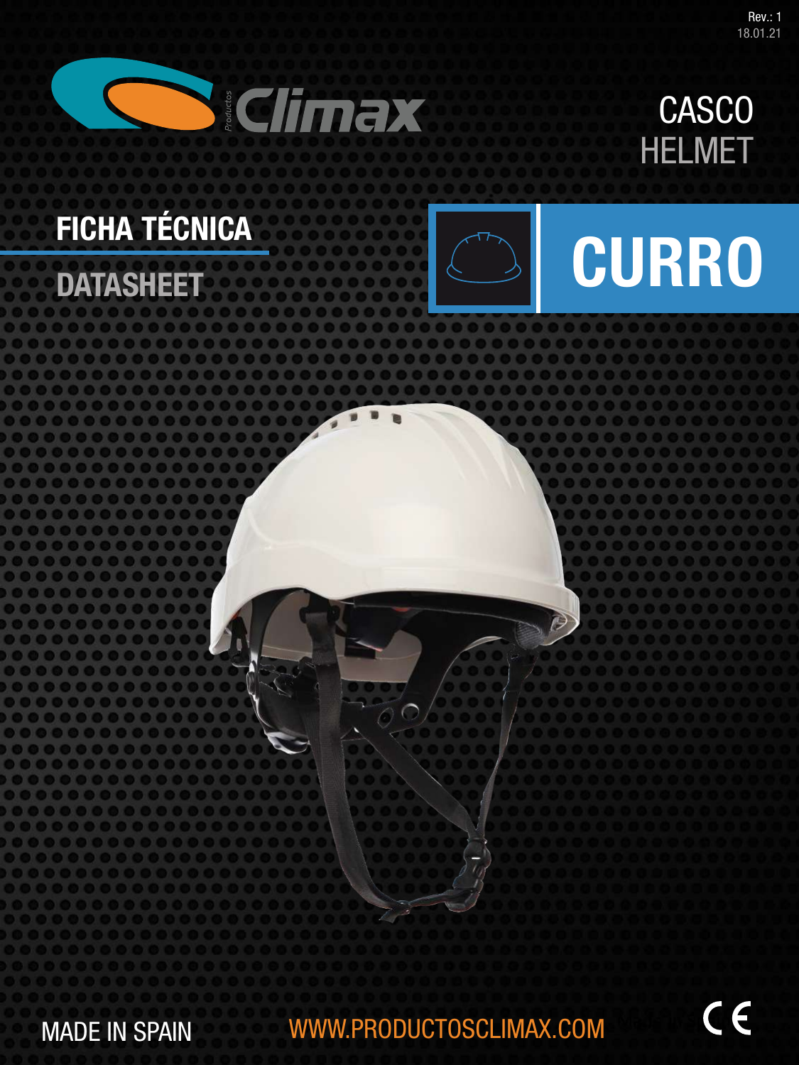Rev.: 1
18.01.21

Productos Climax

CASCO
HELMET

# FICHA TÉCNICA

## DATASHEET

# CURRO

MADE IN SPAIN

WWW.PRODUCTOSCLIMAX.COM

CE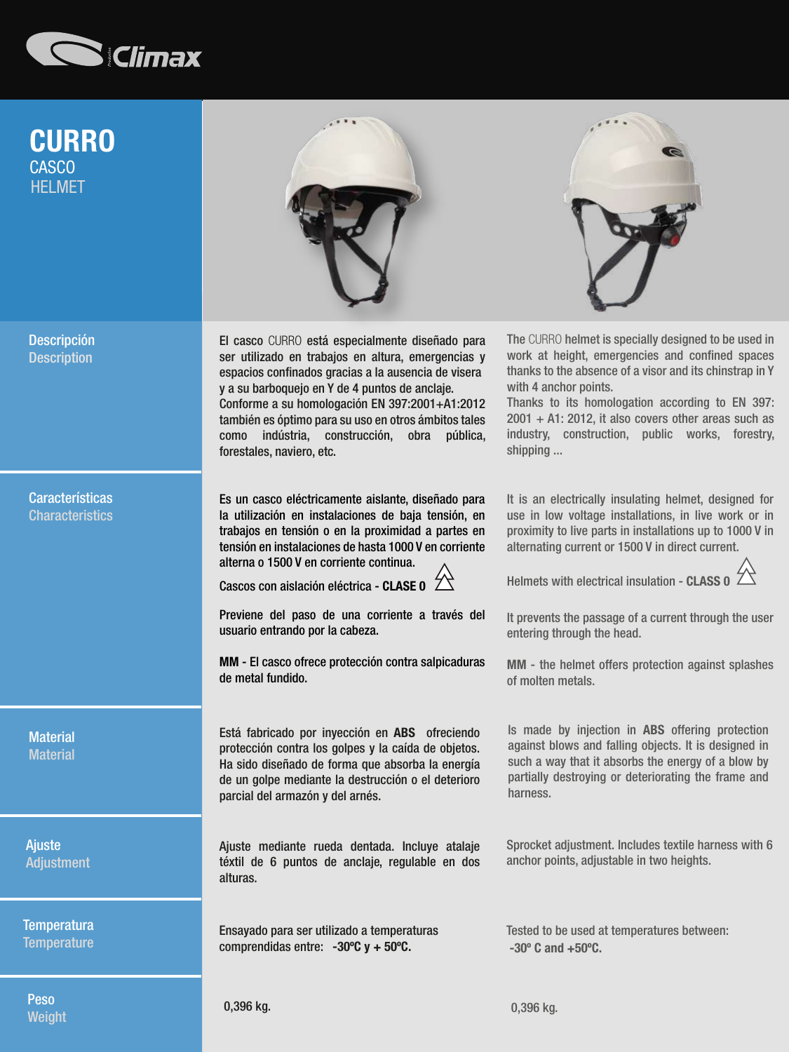Climax

# CURRO

CASCO

HELMET

## Descripción / Description

El casco CURRO está especialmente diseñado para ser utilizado en trabajos en altura, emergencias y espacios confinados gracias a la ausencia de visera y a su barboquejo en Y de 4 puntos de anclaje. Conforme a su homologación EN 397:2001+A1:2012 también es óptimo para su uso en otros ámbitos tales como indústria, construcción, obra pública, forestales, naviero, etc.

The CURRO helmet is specially designed to be used in work at height, emergencies and confined spaces thanks to the absence of a visor and its chinstrap in Y with 4 anchor points. Thanks to its homologation according to EN 397: 2001 + A1: 2012, it also covers other areas such as industry, construction, public works, forestry, shipping ...

## Características / Characteristics

Es un casco eléctricamente aislante, diseñado para la utilización en instalaciones de baja tensión, en trabajos en tensión o en la proximidad a partes en tensión en instalaciones de hasta 1000 V en corriente alterna o 1500 V en corriente continua.

Cascos con aislación eléctrica - **CLASE 0**

Previene del paso de una corriente a través del usuario entrando por la cabeza.

**MM** - El casco ofrece protección contra salpicaduras de metal fundido.

It is an electrically insulating helmet, designed for use in low voltage installations, in live work or in proximity to live parts in installations up to 1000 V in alternating current or 1500 V in direct current.

Helmets with electrical insulation - **CLASS 0**

It prevents the passage of a current through the user entering through the head.

**MM** - the helmet offers protection against splashes of molten metals.

## Material / Material

Está fabricado por inyección en **ABS** ofreciendo protección contra los golpes y la caída de objetos. Ha sido diseñado de forma que absorba la energía de un golpe mediante la destrucción o el deterioro parcial del armazón y del arnés.

Is made by injection in **ABS** offering protection against blows and falling objects. It is designed in such a way that it absorbs the energy of a blow by partially destroying or deteriorating the frame and harness.

## Ajuste / Adjustment

Ajuste mediante rueda dentada. Incluye atalaje téxtil de 6 puntos de anclaje, regulable en dos alturas.

Sprocket adjustment. Includes textile harness with 6 anchor points, adjustable in two heights.

## Temperatura / Temperature

Ensayado para ser utilizado a temperaturas comprendidas entre: **-30ºC y + 50ºC.**

Tested to be used at temperatures between: **-30º C and +50ºC.**

## Peso / Weight

0,396 kg.

0,396 kg.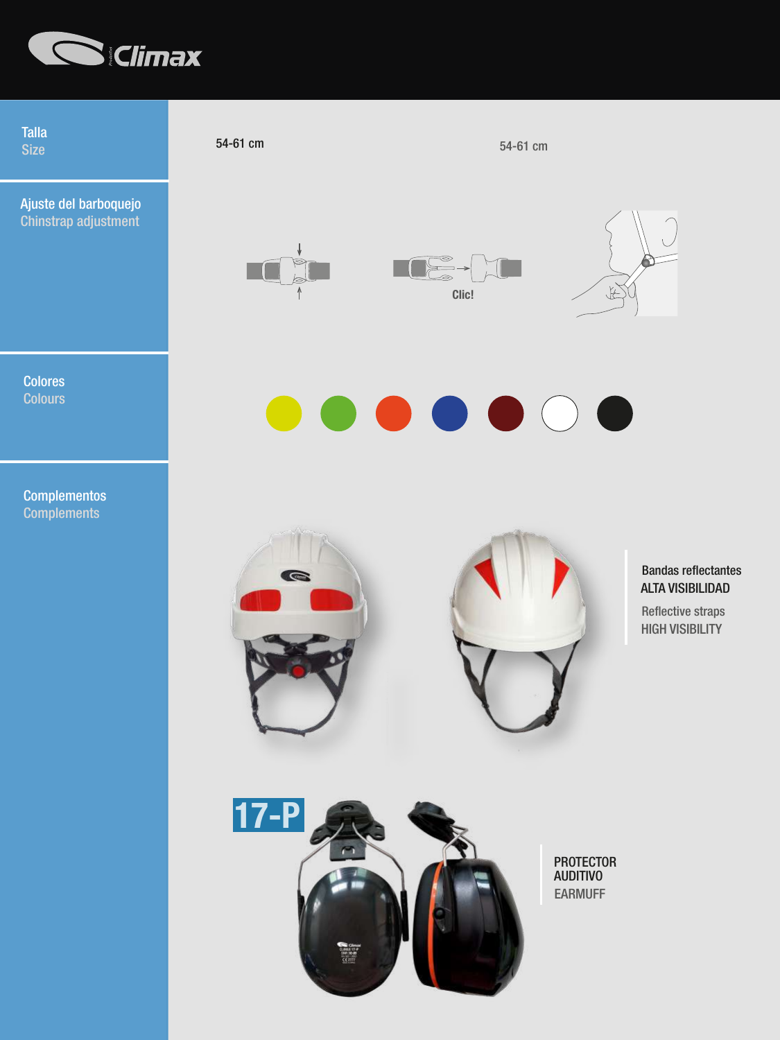**Talla**
Size

54-61 cm

54-61 cm

**Ajuste del barboquejo**
Chinstrap adjustment

Clic!

**Colores**
Colours

**Complementos**
Complements

Bandas reflectantes
ALTA VISIBILIDAD

Reflective straps
HIGH VISIBILITY

**17-P**

PROTECTOR
AUDITIVO

EARMUFF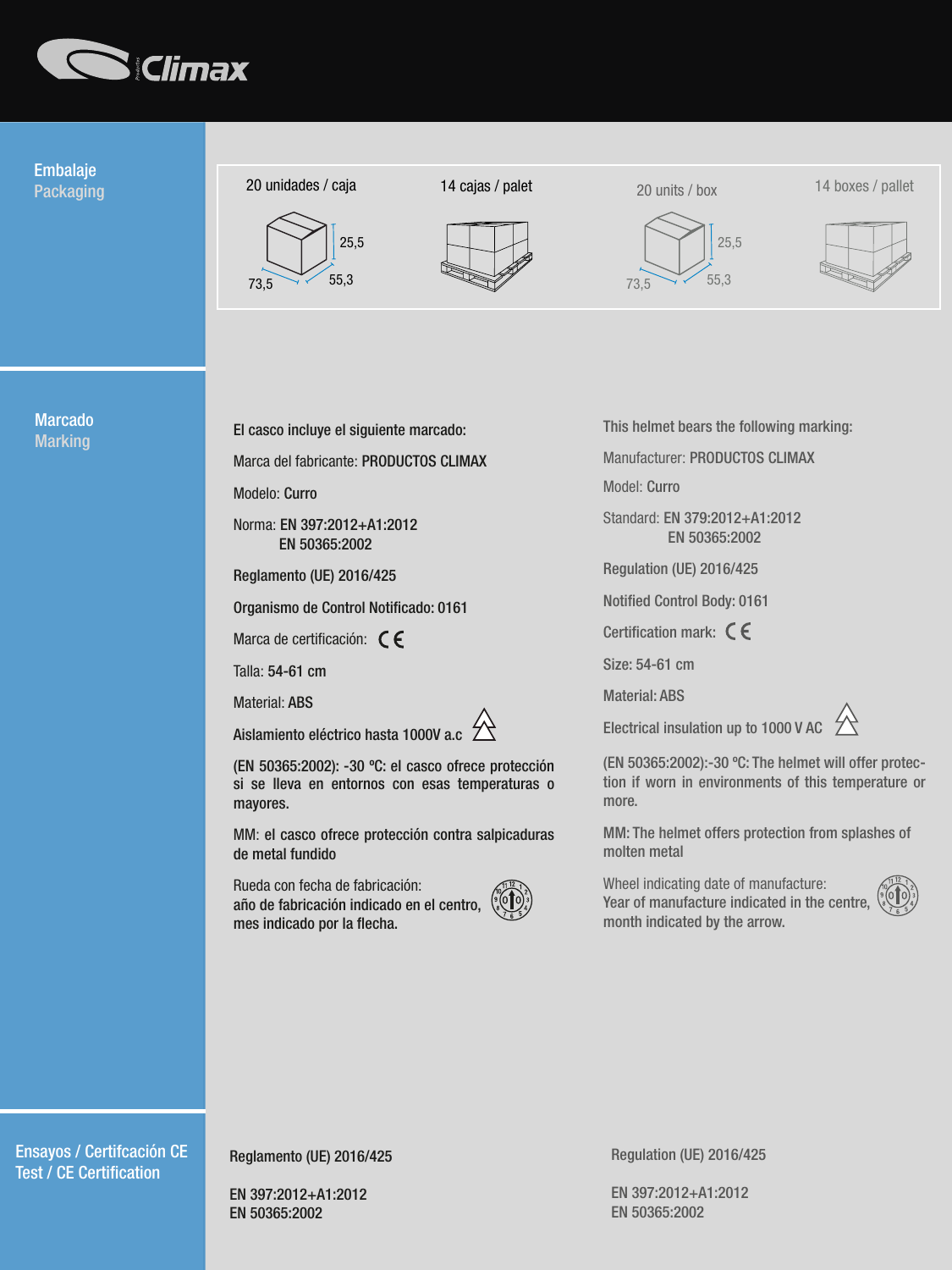## Embalaje / Packaging

20 unidades / caja — 14 cajas / palet

20 units / box — 14 boxes / pallet

73,5 × 55,3 × 25,5

## Marcado / Marking

El casco incluye el siguiente marcado:

Marca del fabricante: **PRODUCTOS CLIMAX**

Modelo: **Curro**

Norma: **EN 397:2012+A1:2012**
**EN 50365:2002**

**Reglamento (UE) 2016/425**

**Organismo de Control Notificado: 0161**

Marca de certificación: CE

Talla: **54-61 cm**

Material: **ABS**

**Aislamiento eléctrico hasta 1000V a.c**

**(EN 50365:2002): -30 ºC: el casco ofrece protección si se lleva en entornos con esas temperaturas o mayores.**

**MM: el casco ofrece protección contra salpicaduras de metal fundido**

Rueda con fecha de fabricación:
**año de fabricación indicado en el centro, mes indicado por la flecha.**

This helmet bears the following marking:

Manufacturer: **PRODUCTOS CLIMAX**

Model: **Curro**

Standard: **EN 379:2012+A1:2012**
**EN 50365:2002**

**Regulation (UE) 2016/425**

**Notified Control Body: 0161**

Certification mark: CE

**Size: 54-61 cm**

**Material: ABS**

**Electrical insulation up to 1000 V AC**

**(EN 50365:2002):-30 ºC: The helmet will offer protection if worn in environments of this temperature or more.**

**MM: The helmet offers protection from splashes of molten metal**

Wheel indicating date of manufacture:
**Year of manufacture indicated in the centre, month indicated by the arrow.**

## Ensayos / Certifcación CE
## Test / CE Certification

Reglamento (UE) 2016/425

EN 397:2012+A1:2012
EN 50365:2002

Regulation (UE) 2016/425

EN 397:2012+A1:2012
EN 50365:2002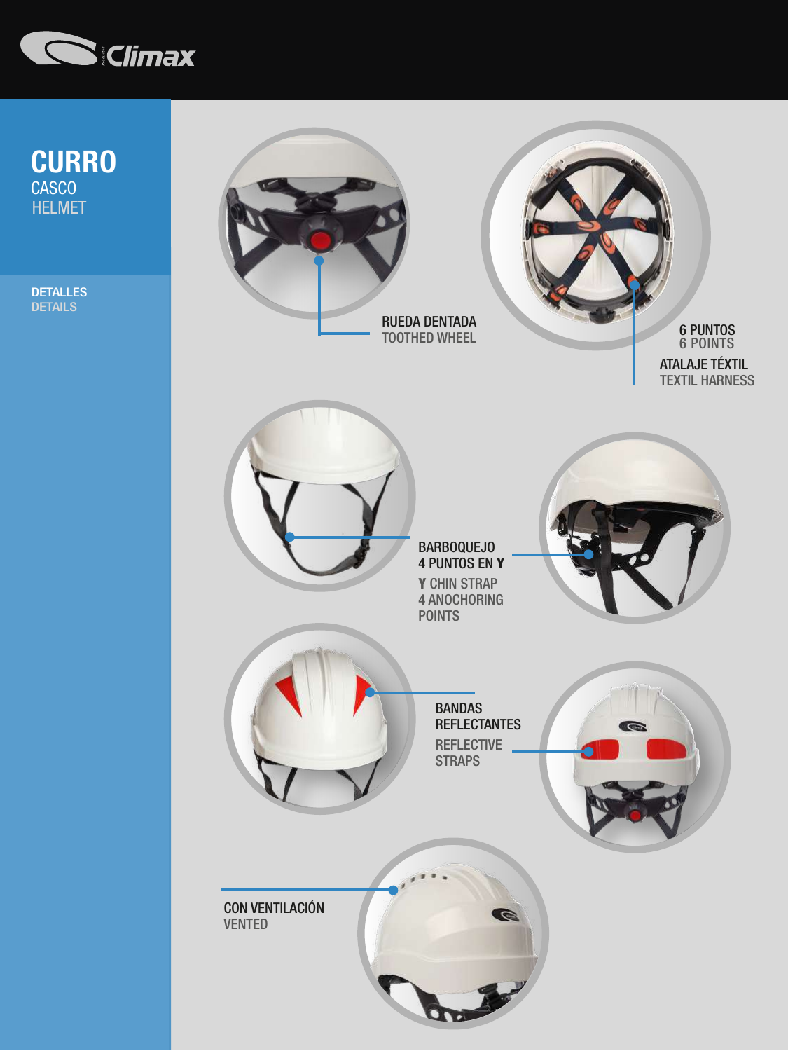Climax

# CURRO

CASCO
HELMET

DETALLES
DETAILS

RUEDA DENTADA
TOOTHED WHEEL

6 PUNTOS
6 POINTS

ATALAJE TÉXTIL
TEXTIL HARNESS

BARBOQUEJO
4 PUNTOS EN **Y**

**Y** CHIN STRAP
4 ANOCHORING
POINTS

BANDAS
REFLECTANTES

REFLECTIVE
STRAPS

CON VENTILACIÓN
VENTED